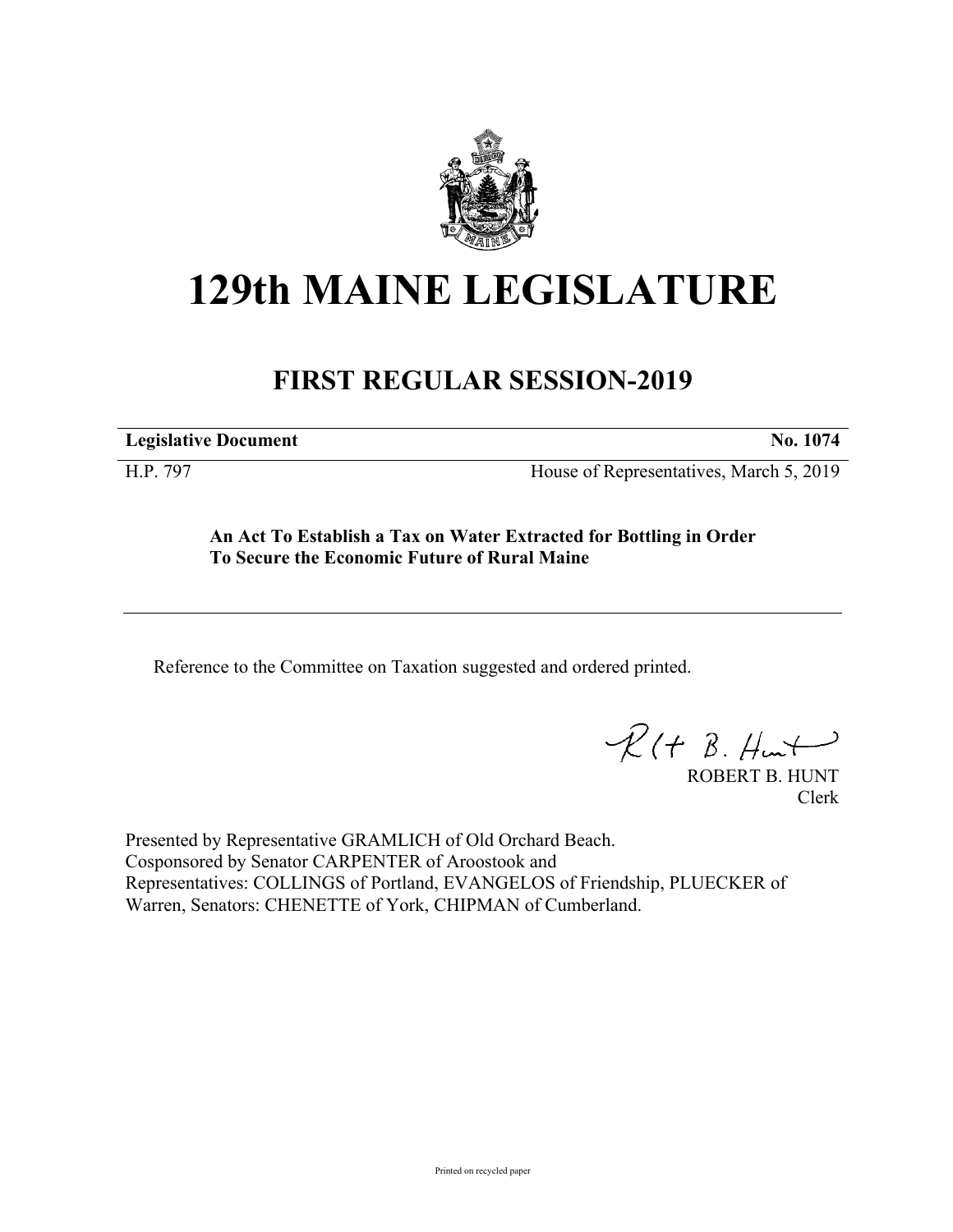# 129th MAINE LEGISLATURE

## FIRST REGULAR SESSION-2019

| **Legislative Document** | **No. 1074** |
|---|---|
| H.P. 797 | House of Representatives, March 5, 2019 |

**An Act To Establish a Tax on Water Extracted for Bottling in Order To Secure the Economic Future of Rural Maine**

Reference to the Committee on Taxation suggested and ordered printed.

ROBERT B. HUNT
Clerk

Presented by Representative GRAMLICH of Old Orchard Beach.
Cosponsored by Senator CARPENTER of Aroostook and
Representatives: COLLINGS of Portland, EVANGELOS of Friendship, PLUECKER of Warren, Senators: CHENETTE of York, CHIPMAN of Cumberland.

Printed on recycled paper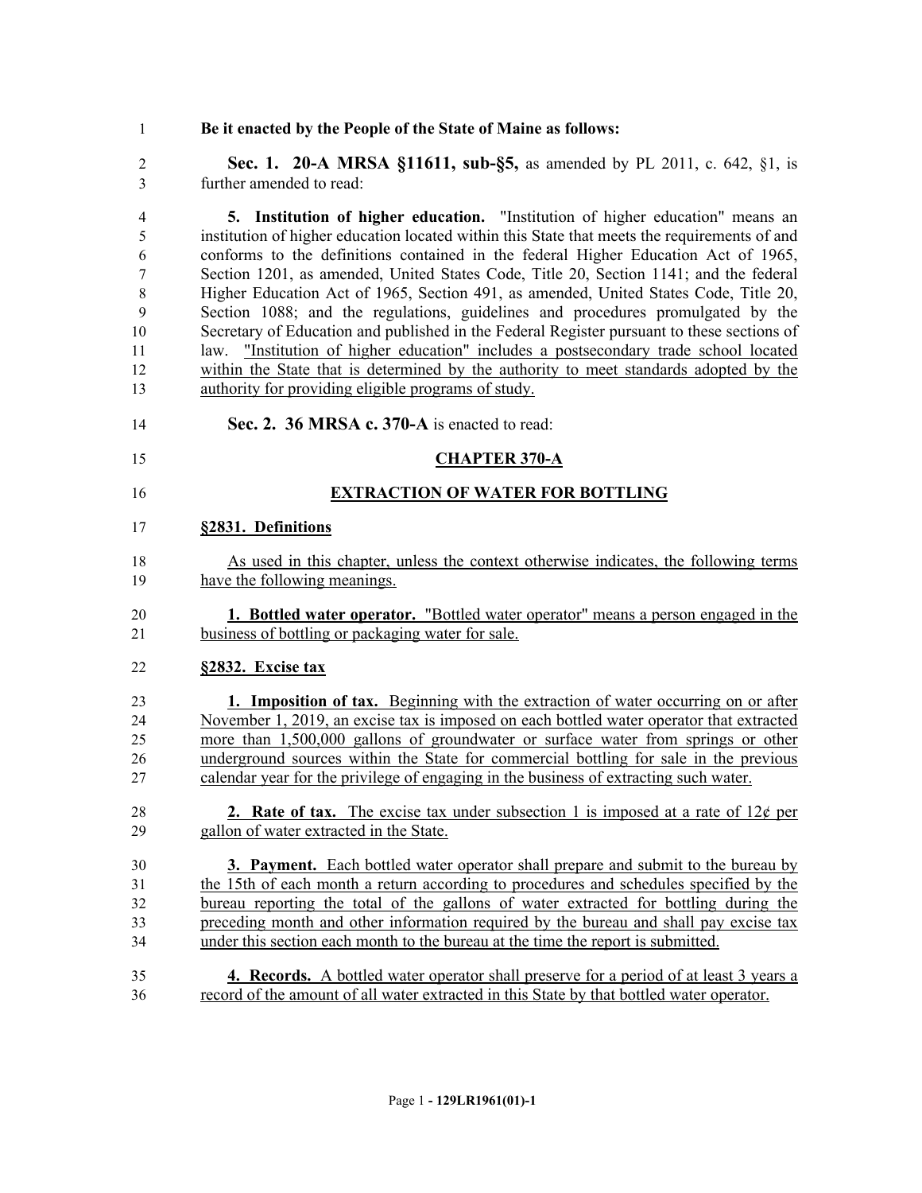**Be it enacted by the People of the State of Maine as follows:**

**Sec. 1. 20-A MRSA §11611, sub-§5,** as amended by PL 2011, c. 642, §1, is further amended to read:

**5. Institution of higher education.** "Institution of higher education" means an institution of higher education located within this State that meets the requirements of and conforms to the definitions contained in the federal Higher Education Act of 1965, Section 1201, as amended, United States Code, Title 20, Section 1141; and the federal Higher Education Act of 1965, Section 491, as amended, United States Code, Title 20, Section 1088; and the regulations, guidelines and procedures promulgated by the Secretary of Education and published in the Federal Register pursuant to these sections of law. "Institution of higher education" includes a postsecondary trade school located within the State that is determined by the authority to meet standards adopted by the authority for providing eligible programs of study.

**Sec. 2. 36 MRSA c. 370-A** is enacted to read:

## CHAPTER 370-A

## EXTRACTION OF WATER FOR BOTTLING

**§2831. Definitions**

As used in this chapter, unless the context otherwise indicates, the following terms have the following meanings.

**1. Bottled water operator.** "Bottled water operator" means a person engaged in the business of bottling or packaging water for sale.

**§2832. Excise tax**

**1. Imposition of tax.** Beginning with the extraction of water occurring on or after November 1, 2019, an excise tax is imposed on each bottled water operator that extracted more than 1,500,000 gallons of groundwater or surface water from springs or other underground sources within the State for commercial bottling for sale in the previous calendar year for the privilege of engaging in the business of extracting such water.

**2. Rate of tax.** The excise tax under subsection 1 is imposed at a rate of 12¢ per gallon of water extracted in the State.

**3. Payment.** Each bottled water operator shall prepare and submit to the bureau by the 15th of each month a return according to procedures and schedules specified by the bureau reporting the total of the gallons of water extracted for bottling during the preceding month and other information required by the bureau and shall pay excise tax under this section each month to the bureau at the time the report is submitted.

**4. Records.** A bottled water operator shall preserve for a period of at least 3 years a record of the amount of all water extracted in this State by that bottled water operator.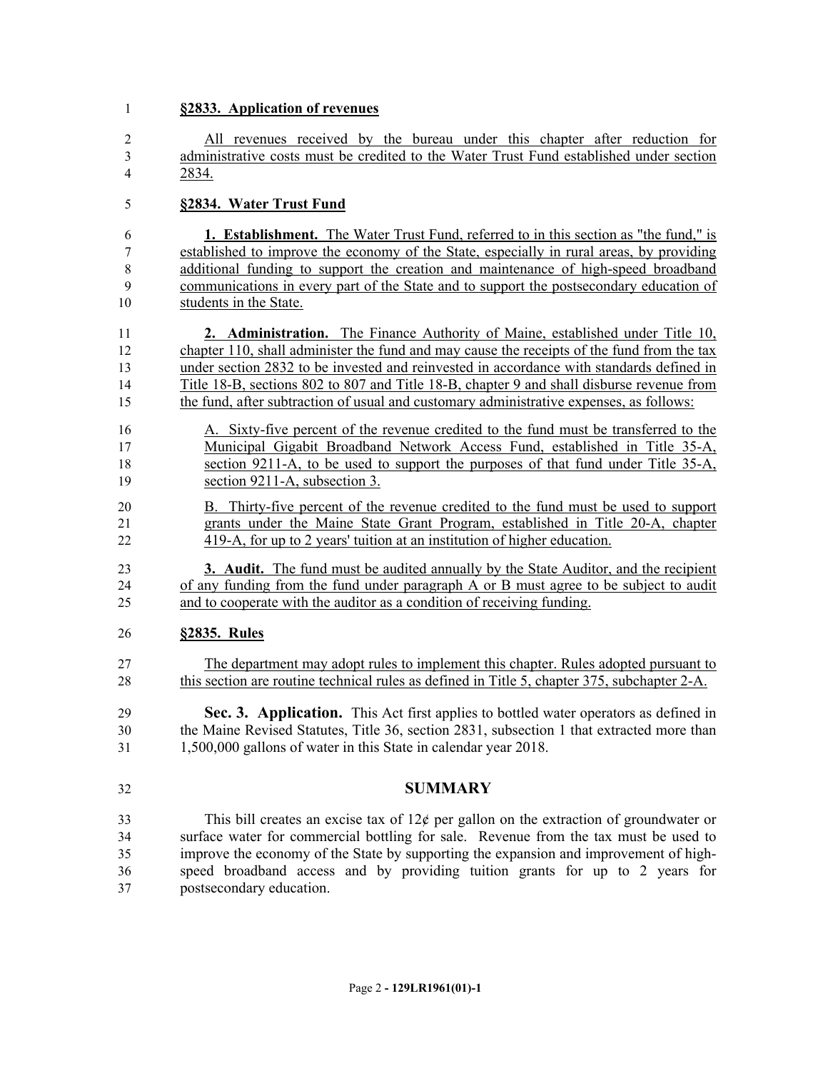**§2833. Application of revenues**

All revenues received by the bureau under this chapter after reduction for administrative costs must be credited to the Water Trust Fund established under section 2834.

**§2834. Water Trust Fund**

**1. Establishment.** The Water Trust Fund, referred to in this section as "the fund," is established to improve the economy of the State, especially in rural areas, by providing additional funding to support the creation and maintenance of high-speed broadband communications in every part of the State and to support the postsecondary education of students in the State.

**2. Administration.** The Finance Authority of Maine, established under Title 10, chapter 110, shall administer the fund and may cause the receipts of the fund from the tax under section 2832 to be invested and reinvested in accordance with standards defined in Title 18-B, sections 802 to 807 and Title 18-B, chapter 9 and shall disburse revenue from the fund, after subtraction of usual and customary administrative expenses, as follows:

A. Sixty-five percent of the revenue credited to the fund must be transferred to the Municipal Gigabit Broadband Network Access Fund, established in Title 35-A, section 9211-A, to be used to support the purposes of that fund under Title 35-A, section 9211-A, subsection 3.

B. Thirty-five percent of the revenue credited to the fund must be used to support grants under the Maine State Grant Program, established in Title 20-A, chapter 419-A, for up to 2 years' tuition at an institution of higher education.

**3. Audit.** The fund must be audited annually by the State Auditor, and the recipient of any funding from the fund under paragraph A or B must agree to be subject to audit and to cooperate with the auditor as a condition of receiving funding.

**§2835. Rules**

The department may adopt rules to implement this chapter. Rules adopted pursuant to this section are routine technical rules as defined in Title 5, chapter 375, subchapter 2-A.

**Sec. 3. Application.** This Act first applies to bottled water operators as defined in the Maine Revised Statutes, Title 36, section 2831, subsection 1 that extracted more than 1,500,000 gallons of water in this State in calendar year 2018.

## SUMMARY

This bill creates an excise tax of 12¢ per gallon on the extraction of groundwater or surface water for commercial bottling for sale. Revenue from the tax must be used to improve the economy of the State by supporting the expansion and improvement of high-speed broadband access and by providing tuition grants for up to 2 years for postsecondary education.